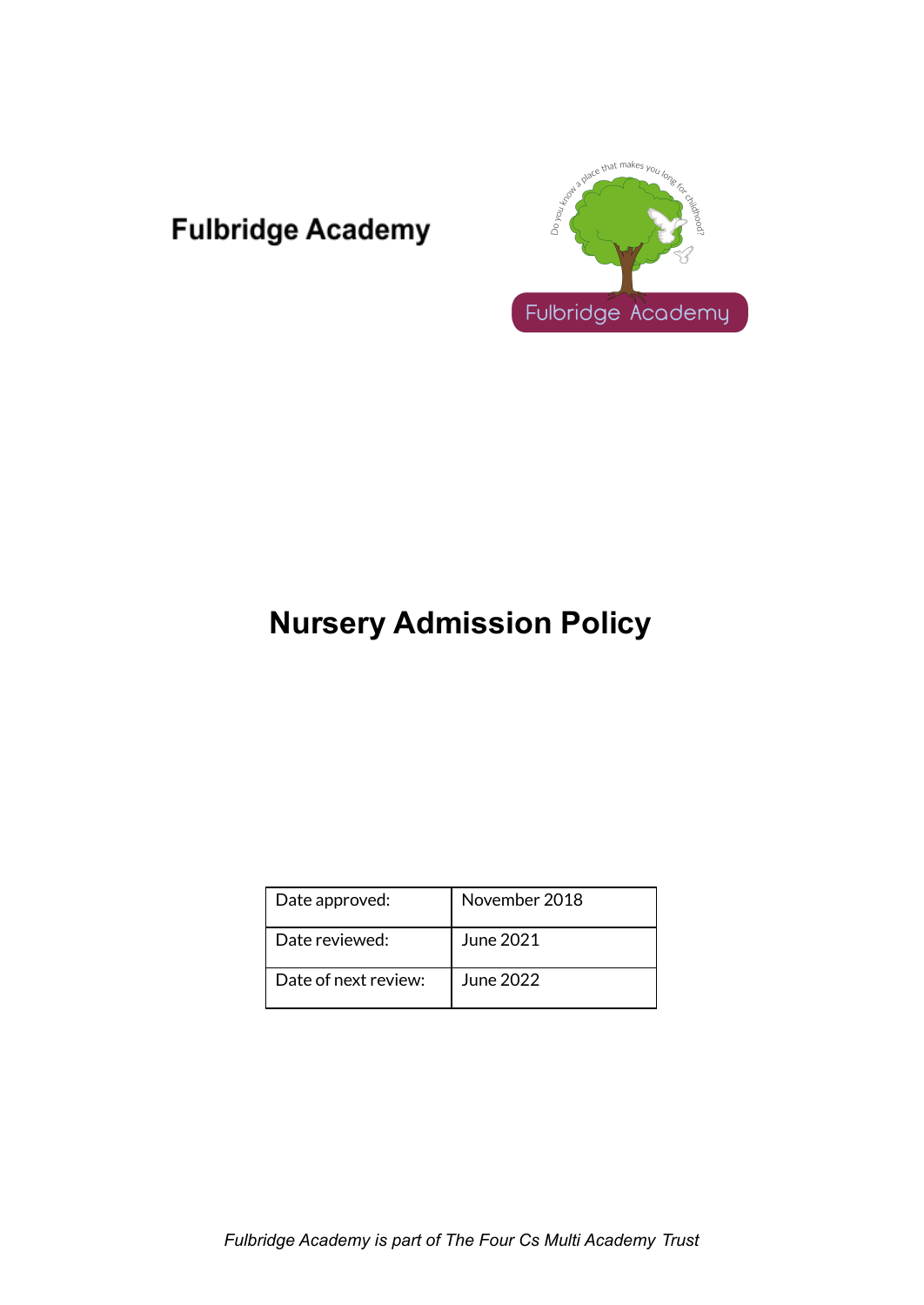Fulbridge Academy

# Nursery Admission Policy

| Date approved: | November 2018 |
|---|---|
| Date reviewed: | June 2021 |
| Date of next review: | June 2022 |

*Fulbridge Academy is part of The Four Cs Multi Academy Trust*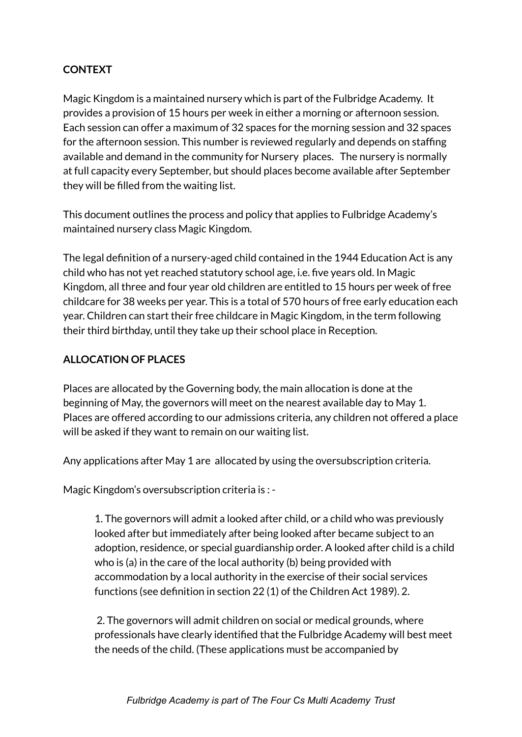**CONTEXT**

Magic Kingdom is a maintained nursery which is part of the Fulbridge Academy. It provides a provision of 15 hours per week in either a morning or afternoon session. Each session can offer a maximum of 32 spaces for the morning session and 32 spaces for the afternoon session. This number is reviewed regularly and depends on staffing available and demand in the community for Nursery places. The nursery is normally at full capacity every September, but should places become available after September they will be filled from the waiting list.

This document outlines the process and policy that applies to Fulbridge Academy's maintained nursery class Magic Kingdom.

The legal definition of a nursery-aged child contained in the 1944 Education Act is any child who has not yet reached statutory school age, i.e. five years old. In Magic Kingdom, all three and four year old children are entitled to 15 hours per week of free childcare for 38 weeks per year. This is a total of 570 hours of free early education each year. Children can start their free childcare in Magic Kingdom, in the term following their third birthday, until they take up their school place in Reception.

**ALLOCATION OF PLACES**

Places are allocated by the Governing body, the main allocation is done at the beginning of May, the governors will meet on the nearest available day to May 1. Places are offered according to our admissions criteria, any children not offered a place will be asked if they want to remain on our waiting list.

Any applications after May 1 are allocated by using the oversubscription criteria.

Magic Kingdom's oversubscription criteria is : -

> 1. The governors will admit a looked after child, or a child who was previously looked after but immediately after being looked after became subject to an adoption, residence, or special guardianship order. A looked after child is a child who is (a) in the care of the local authority (b) being provided with accommodation by a local authority in the exercise of their social services functions (see definition in section 22 (1) of the Children Act 1989). 2.
>
> 2. The governors will admit children on social or medical grounds, where professionals have clearly identified that the Fulbridge Academy will best meet the needs of the child. (These applications must be accompanied by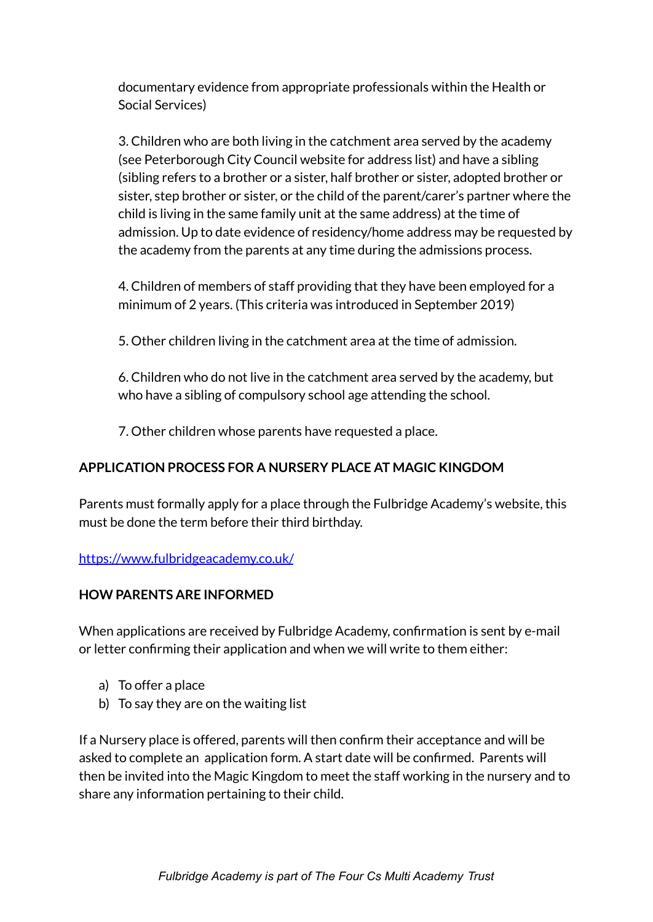documentary evidence from appropriate professionals within the Health or Social Services)

3. Children who are both living in the catchment area served by the academy (see Peterborough City Council website for address list) and have a sibling (sibling refers to a brother or a sister, half brother or sister, adopted brother or sister, step brother or sister, or the child of the parent/carer's partner where the child is living in the same family unit at the same address) at the time of admission. Up to date evidence of residency/home address may be requested by the academy from the parents at any time during the admissions process.

4. Children of members of staff providing that they have been employed for a minimum of 2 years. (This criteria was introduced in September 2019)

5. Other children living in the catchment area at the time of admission.

6. Children who do not live in the catchment area served by the academy, but who have a sibling of compulsory school age attending the school.

7. Other children whose parents have requested a place.

**APPLICATION PROCESS FOR A NURSERY PLACE AT MAGIC KINGDOM**

Parents must formally apply for a place through the Fulbridge Academy's website, this must be done the term before their third birthday.

https://www.fulbridgeacademy.co.uk/

**HOW PARENTS ARE INFORMED**

When applications are received by Fulbridge Academy, confirmation is sent by e-mail or letter confirming their application and when we will write to them either:

a) To offer a place
b) To say they are on the waiting list

If a Nursery place is offered, parents will then confirm their acceptance and will be asked to complete an application form. A start date will be confirmed. Parents will then be invited into the Magic Kingdom to meet the staff working in the nursery and to share any information pertaining to their child.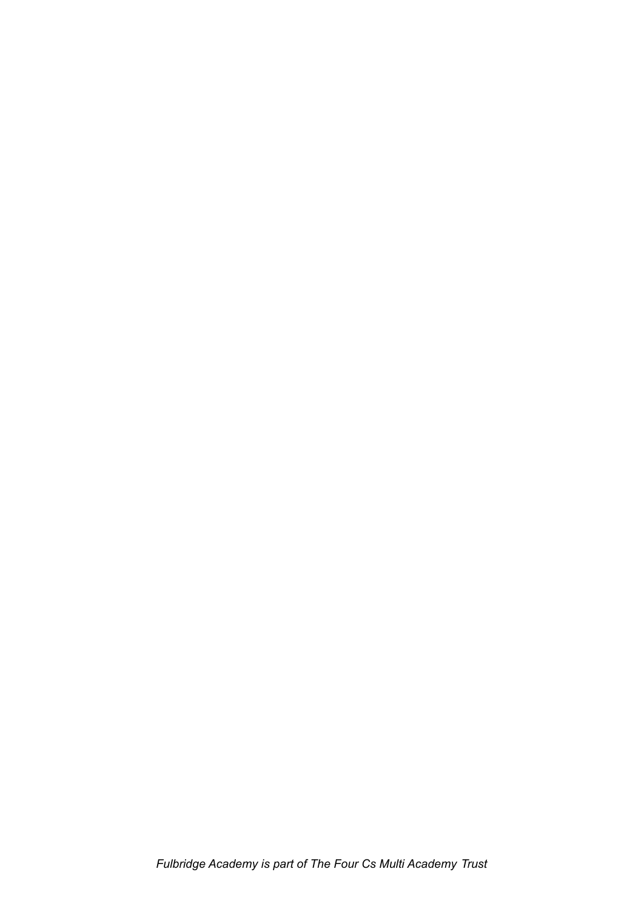*Fulbridge Academy is part of The Four Cs Multi Academy Trust*